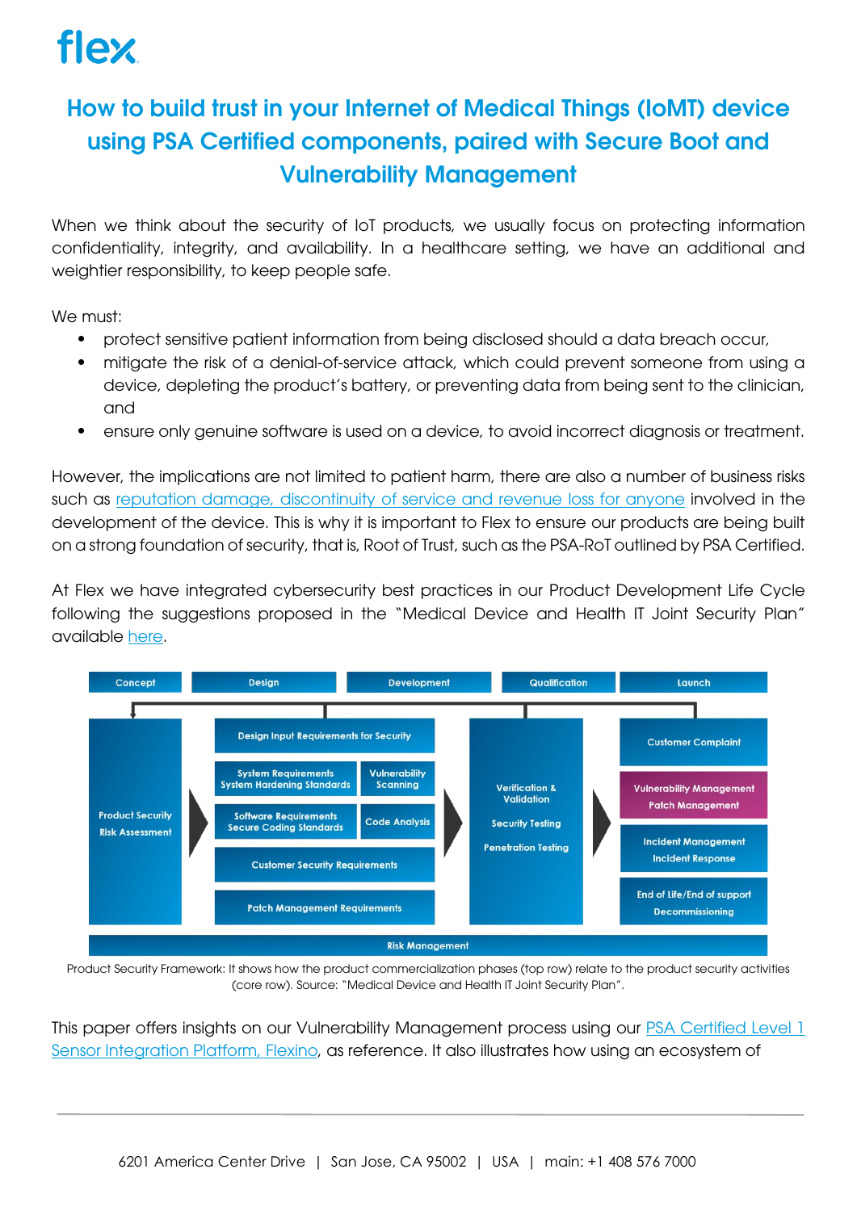# How to build trust in your Internet of Medical Things (IoMT) device using PSA Certified components, paired with Secure Boot and Vulnerability Management

When we think about the security of IoT products, we usually focus on protecting information confidentiality, integrity, and availability. In a healthcare setting, we have an additional and weightier responsibility, to keep people safe.

We must:

- protect sensitive patient information from being disclosed should a data breach occur,
- mitigate the risk of a denial-of-service attack, which could prevent someone from using a device, depleting the product's battery, or preventing data from being sent to the clinician, and
- ensure only genuine software is used on a device, to avoid incorrect diagnosis or treatment.

However, the implications are not limited to patient harm, there are also a number of business risks such as reputation damage, discontinuity of service and revenue loss for anyone involved in the development of the device. This is why it is important to Flex to ensure our products are being built on a strong foundation of security, that is, Root of Trust, such as the PSA-RoT outlined by PSA Certified.

At Flex we have integrated cybersecurity best practices in our Product Development Life Cycle following the suggestions proposed in the "Medical Device and Health IT Joint Security Plan" available here.

| Concept | Design | Development | Qualification | Launch |
|---|---|---|---|---|
| Product Security Risk Assessment | Design Input Requirements for Security; System Requirements / System Hardening Standards; Software Requirements / Secure Coding Standards; Customer Security Requirements; Patch Management Requirements | Vulnerability Scanning; Code Analysis | Verification & Validation; Security Testing; Penetration Testing | Customer Complaint; Vulnerability Management / Patch Management; Incident Management / Incident Response; End of Life/End of support / Decommissioning |
| Risk Management | | | | |

Product Security Framework: It shows how the product commercialization phases (top row) relate to the product security activities (core row). Source: "Medical Device and Health IT Joint Security Plan".

This paper offers insights on our Vulnerability Management process using our PSA Certified Level 1 Sensor Integration Platform, Flexino, as reference. It also illustrates how using an ecosystem of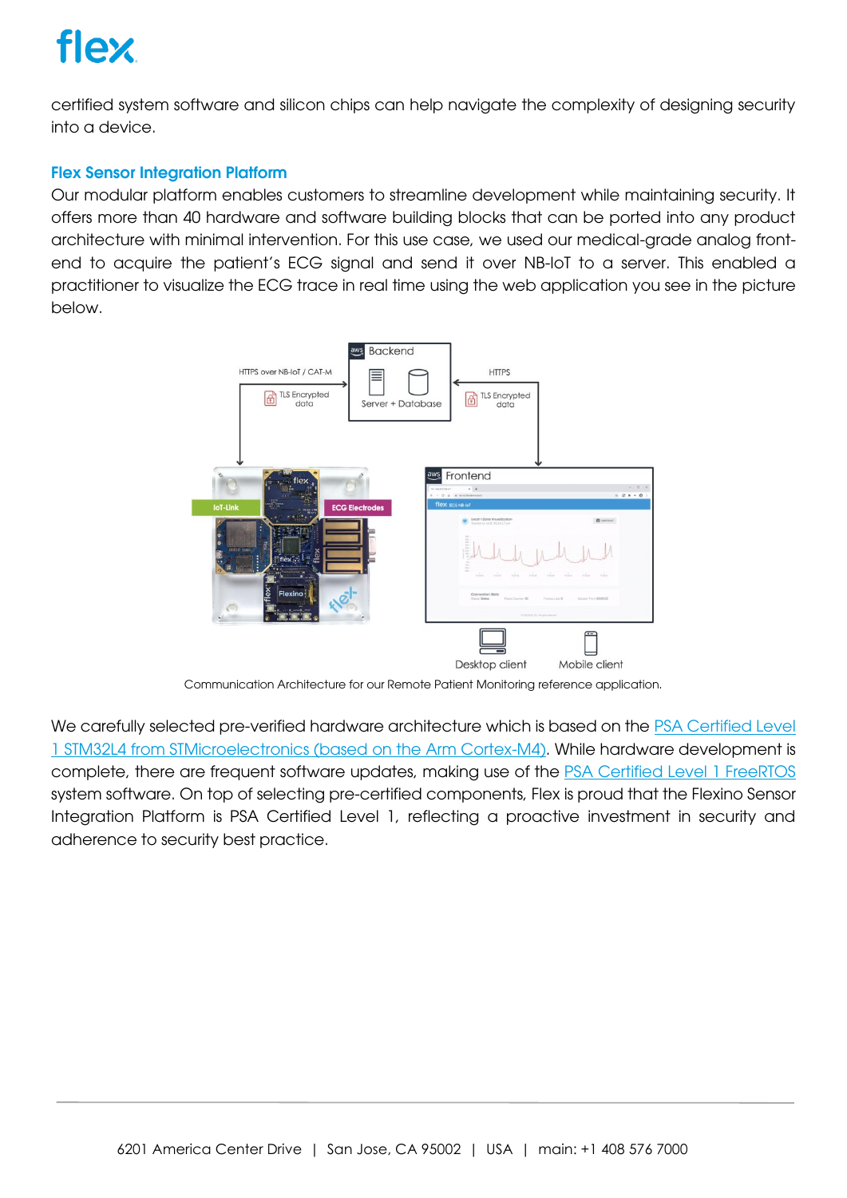certified system software and silicon chips can help navigate the complexity of designing security into a device.

### Flex Sensor Integration Platform

Our modular platform enables customers to streamline development while maintaining security. It offers more than 40 hardware and software building blocks that can be ported into any product architecture with minimal intervention. For this use case, we used our medical-grade analog front-end to acquire the patient's ECG signal and send it over NB-IoT to a server. This enabled a practitioner to visualize the ECG trace in real time using the web application you see in the picture below.

Communication Architecture for our Remote Patient Monitoring reference application.

We carefully selected pre-verified hardware architecture which is based on the PSA Certified Level 1 STM32L4 from STMicroelectronics (based on the Arm Cortex-M4). While hardware development is complete, there are frequent software updates, making use of the PSA Certified Level 1 FreeRTOS system software. On top of selecting pre-certified components, Flex is proud that the Flexino Sensor Integration Platform is PSA Certified Level 1, reflecting a proactive investment in security and adherence to security best practice.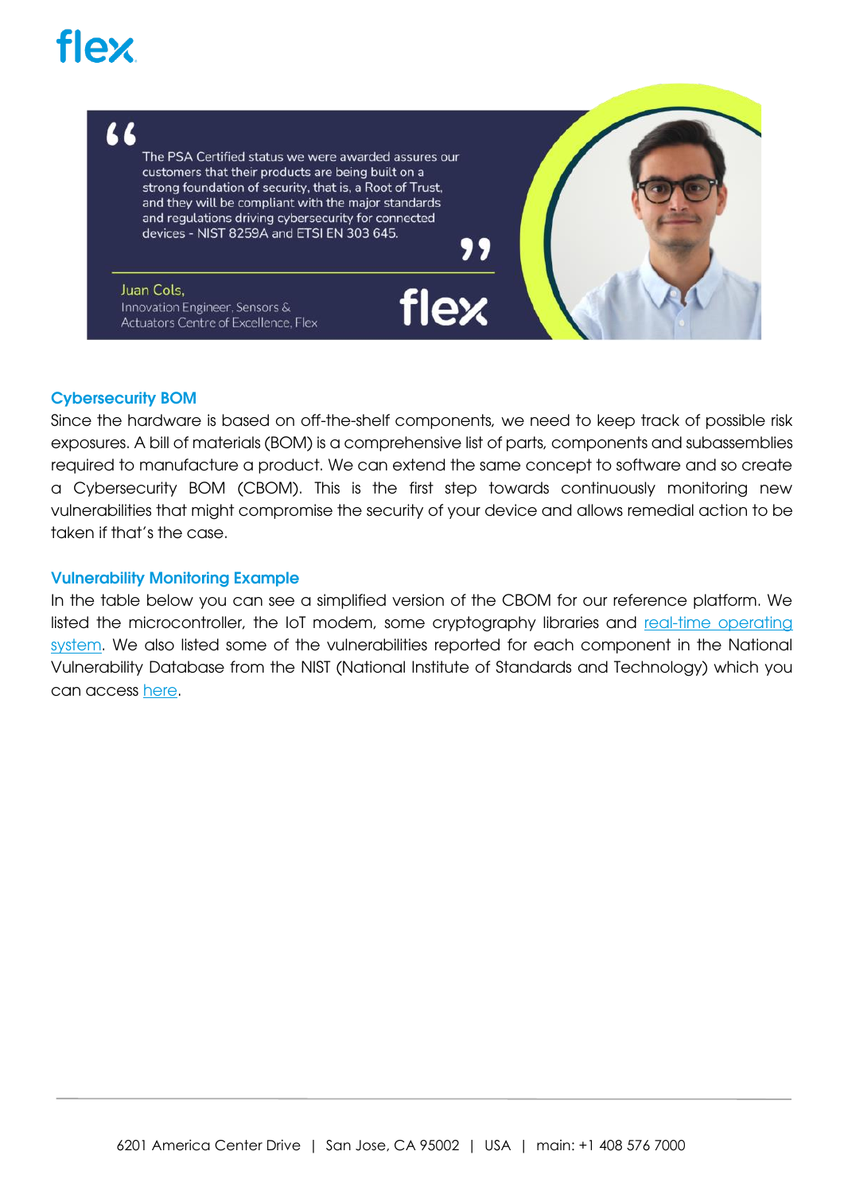> The PSA Certified status we were awarded assures our customers that their products are being built on a strong foundation of security, that is, a Root of Trust, and they will be compliant with the major standards and regulations driving cybersecurity for connected devices - NIST 8259A and ETSI EN 303 645.
>
> Juan Cols,
> Innovation Engineer, Sensors & Actuators Centre of Excellence, Flex

## Cybersecurity BOM

Since the hardware is based on off-the-shelf components, we need to keep track of possible risk exposures. A bill of materials (BOM) is a comprehensive list of parts, components and subassemblies required to manufacture a product. We can extend the same concept to software and so create a Cybersecurity BOM (CBOM). This is the first step towards continuously monitoring new vulnerabilities that might compromise the security of your device and allows remedial action to be taken if that's the case.

## Vulnerability Monitoring Example

In the table below you can see a simplified version of the CBOM for our reference platform. We listed the microcontroller, the IoT modem, some cryptography libraries and real-time operating system. We also listed some of the vulnerabilities reported for each component in the National Vulnerability Database from the NIST (National Institute of Standards and Technology) which you can access here.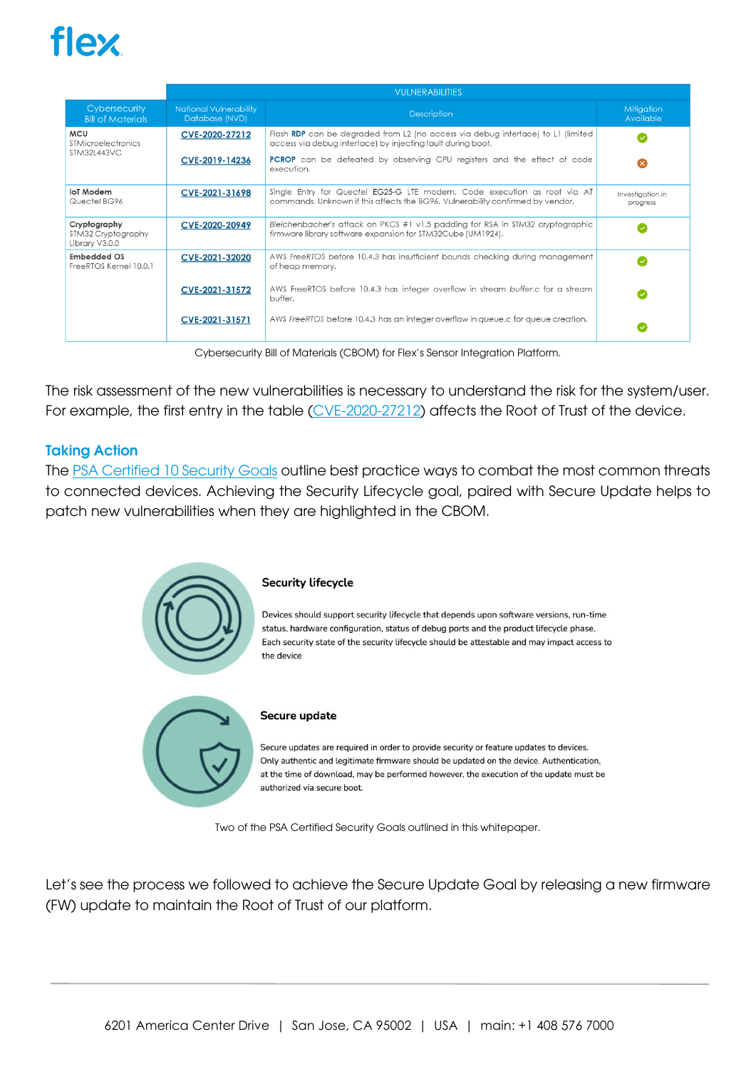| Cybersecurity Bill of Materials | VULNERABILITIES | | |
|---|---|---|---|
| | National Vulnerability Database (NVD) | Description | Mitigation Available |
| **MCU** STMicroelectronics STM32L443VC | CVE-2020-27212 | Flash **RDP** can be degraded from L2 (no access via debug interface) to L1 (limited access via debug interface) by injecting fault during boot. | ✓ |
| | CVE-2019-14236 | **PCROP** can be defeated by observing CPU registers and the effect of code execution. | ✗ |
| **IoT Modem** Quectel BG96 | CVE-2021-31698 | Single Entry for *Quectel* EG25-G LTE modem. Code execution as root via AT commands. Unknown if this affects the BG96. Vulnerability confirmed by vendor. | Investigation in progress |
| **Cryptography** STM32 Cryptography Library V3.0.0 | CVE-2020-20949 | *Bleichenbacher's* attack on PKCS #1 v1.5 padding for RSA in STM32 cryptographic firmware library software expansion for STM32Cube (UM1924). | ✓ |
| **Embedded OS** FreeRTOS Kernel 10.0.1 | CVE-2021-32020 | AWS *FreeRTOS* before 10.4.3 has insufficient bounds checking during management of heap memory. | ✓ |
| | CVE-2021-31572 | AWS FreeRTOS before 10.4.3 has integer overflow in stream *buffer.c* for a stream buffer. | ✓ |
| | CVE-2021-31571 | AWS *FreeRTOS* before 10.4.3 has an integer overflow in *queue.c* for queue creation. | ✓ |

Cybersecurity Bill of Materials (CBOM) for Flex's Sensor Integration Platform.

The risk assessment of the new vulnerabilities is necessary to understand the risk for the system/user. For example, the first entry in the table (CVE-2020-27212) affects the Root of Trust of the device.

## Taking Action

The PSA Certified 10 Security Goals outline best practice ways to combat the most common threats to connected devices. Achieving the Security Lifecycle goal, paired with Secure Update helps to patch new vulnerabilities when they are highlighted in the CBOM.

**Security lifecycle**

Devices should support security lifecycle that depends upon software versions, run-time status, hardware configuration, status of debug ports and the product lifecycle phase. Each security state of the security lifecycle should be attestable and may impact access to the device

**Secure update**

Secure updates are required in order to provide security or feature updates to devices. Only authentic and legitimate firmware should be updated on the device. Authentication, at the time of download, may be performed however, the execution of the update must be authorized via secure boot.

Two of the PSA Certified Security Goals outlined in this whitepaper.

Let's see the process we followed to achieve the Secure Update Goal by releasing a new firmware (FW) update to maintain the Root of Trust of our platform.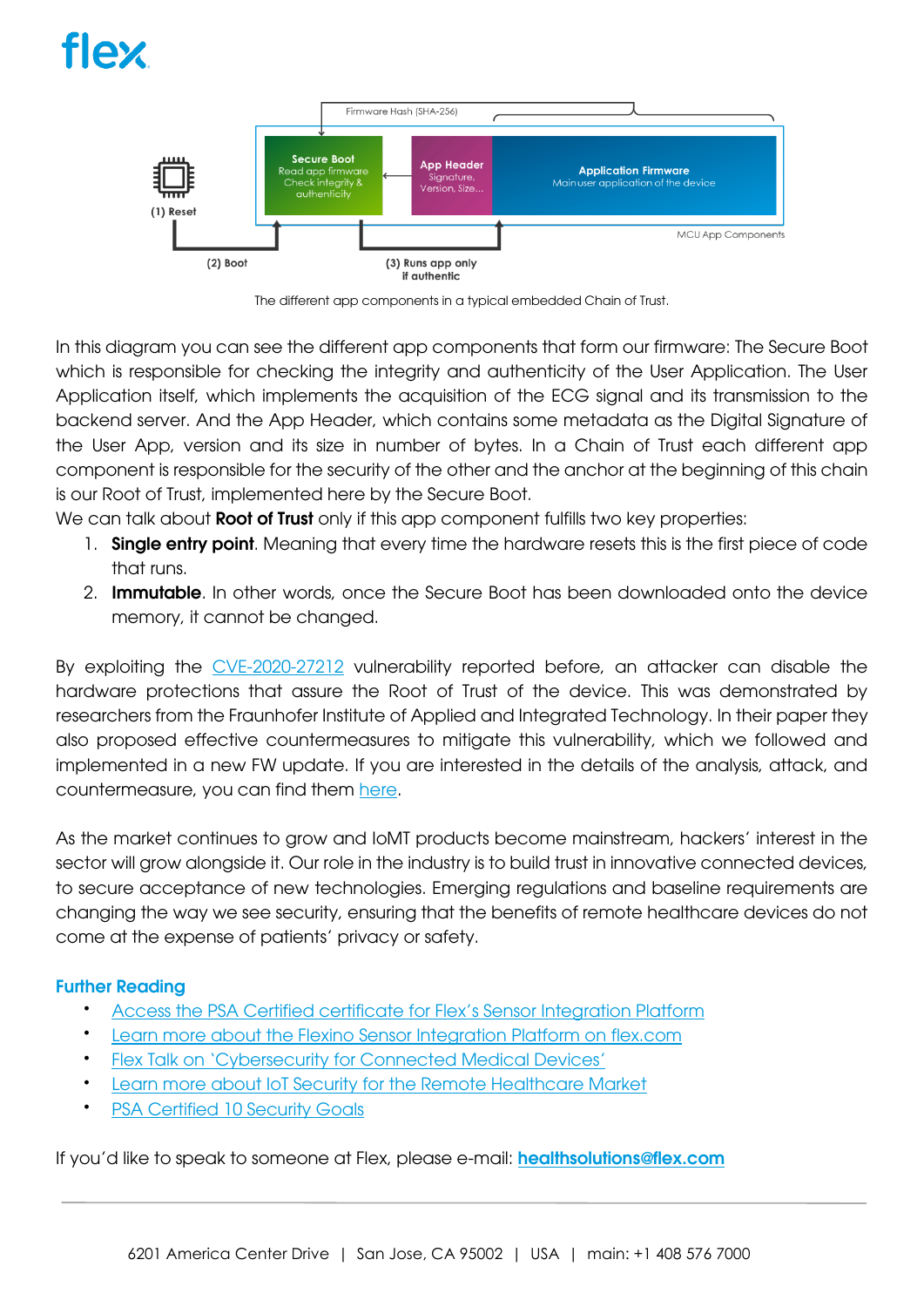Firmware Hash (SHA-256)

Secure Boot
Read app firmware
Check integrity &
authenticity

App Header
Signature,
Version, Size...

Application Firmware
Main user application of the device

(1) Reset

(2) Boot

(3) Runs app only
if authentic

MCU App Components

The different app components in a typical embedded Chain of Trust.

In this diagram you can see the different app components that form our firmware: The Secure Boot which is responsible for checking the integrity and authenticity of the User Application. The User Application itself, which implements the acquisition of the ECG signal and its transmission to the backend server. And the App Header, which contains some metadata as the Digital Signature of the User App, version and its size in number of bytes. In a Chain of Trust each different app component is responsible for the security of the other and the anchor at the beginning of this chain is our Root of Trust, implemented here by the Secure Boot.
We can talk about **Root of Trust** only if this app component fulfills two key properties:

1. **Single entry point**. Meaning that every time the hardware resets this is the first piece of code that runs.
2. **Immutable**. In other words, once the Secure Boot has been downloaded onto the device memory, it cannot be changed.

By exploiting the CVE-2020-27212 vulnerability reported before, an attacker can disable the hardware protections that assure the Root of Trust of the device. This was demonstrated by researchers from the Fraunhofer Institute of Applied and Integrated Technology. In their paper they also proposed effective countermeasures to mitigate this vulnerability, which we followed and implemented in a new FW update. If you are interested in the details of the analysis, attack, and countermeasure, you can find them here.

As the market continues to grow and IoMT products become mainstream, hackers' interest in the sector will grow alongside it. Our role in the industry is to build trust in innovative connected devices, to secure acceptance of new technologies. Emerging regulations and baseline requirements are changing the way we see security, ensuring that the benefits of remote healthcare devices do not come at the expense of patients' privacy or safety.

## Further Reading

- Access the PSA Certified certificate for Flex's Sensor Integration Platform
- Learn more about the Flexino Sensor Integration Platform on flex.com
- Flex Talk on 'Cybersecurity for Connected Medical Devices'
- Learn more about IoT Security for the Remote Healthcare Market
- PSA Certified 10 Security Goals

If you'd like to speak to someone at Flex, please e-mail: **healthsolutions@flex.com**